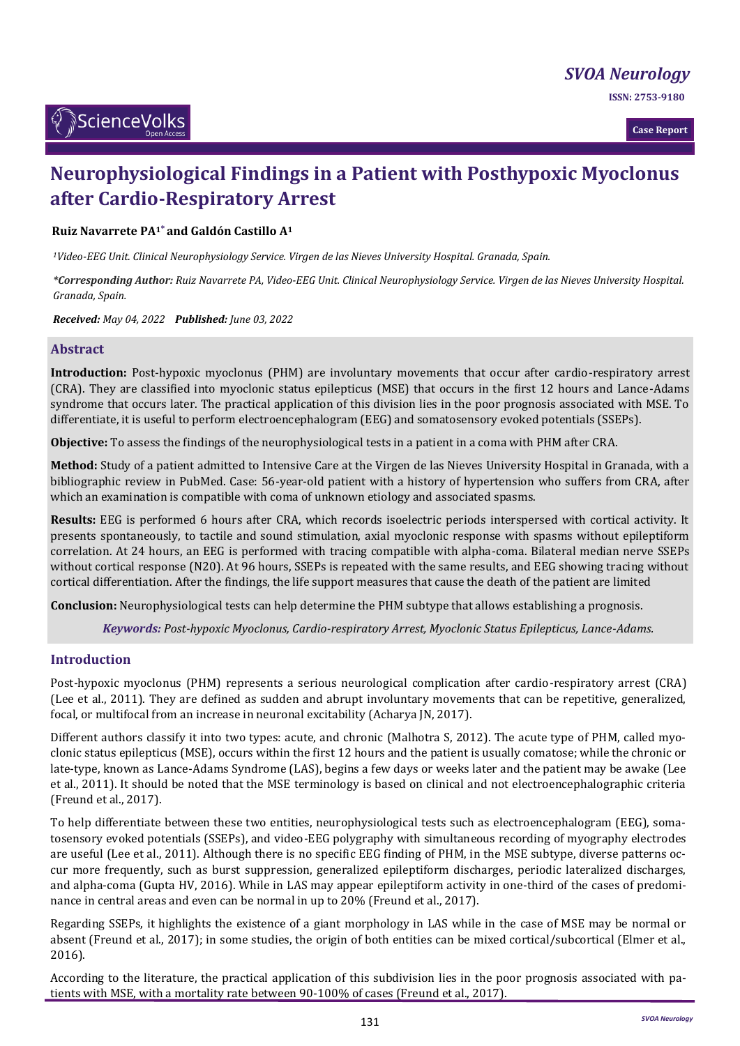# Neurophysiological Findings in a Patient with Posthypoxic Myoclonus after Cardio-Respiratory Arrest

**Ruiz Navarrete PA[1*] and Galdón Castillo A[1]**

*[1]Video-EEG Unit. Clinical Neurophysiology Service. Virgen de las Nieves University Hospital. Granada, Spain.*

***Corresponding Author:** Ruiz Navarrete PA, Video-EEG Unit. Clinical Neurophysiology Service. Virgen de las Nieves University Hospital. Granada, Spain.*

***Received:** May 04, 2022* ***Published:** June 03, 2022*

## Abstract

**Introduction:** Post-hypoxic myoclonus (PHM) are involuntary movements that occur after cardio-respiratory arrest (CRA). They are classified into myoclonic status epilepticus (MSE) that occurs in the first 12 hours and Lance-Adams syndrome that occurs later. The practical application of this division lies in the poor prognosis associated with MSE. To differentiate, it is useful to perform electroencephalogram (EEG) and somatosensory evoked potentials (SSEPs).

**Objective:** To assess the findings of the neurophysiological tests in a patient in a coma with PHM after CRA.

**Method:** Study of a patient admitted to Intensive Care at the Virgen de las Nieves University Hospital in Granada, with a bibliographic review in PubMed. Case: 56-year-old patient with a history of hypertension who suffers from CRA, after which an examination is compatible with coma of unknown etiology and associated spasms.

**Results:** EEG is performed 6 hours after CRA, which records isoelectric periods interspersed with cortical activity. It presents spontaneously, to tactile and sound stimulation, axial myoclonic response with spasms without epileptiform correlation. At 24 hours, an EEG is performed with tracing compatible with alpha-coma. Bilateral median nerve SSEPs without cortical response (N20). At 96 hours, SSEPs is repeated with the same results, and EEG showing tracing without cortical differentiation. After the findings, the life support measures that cause the death of the patient are limited

**Conclusion:** Neurophysiological tests can help determine the PHM subtype that allows establishing a prognosis.

***Keywords:** Post-hypoxic Myoclonus, Cardio-respiratory Arrest, Myoclonic Status Epilepticus, Lance-Adams.*

## Introduction

Post-hypoxic myoclonus (PHM) represents a serious neurological complication after cardio-respiratory arrest (CRA) (Lee et al., 2011). They are defined as sudden and abrupt involuntary movements that can be repetitive, generalized, focal, or multifocal from an increase in neuronal excitability (Acharya JN, 2017).

Different authors classify it into two types: acute, and chronic (Malhotra S, 2012). The acute type of PHM, called myoclonic status epilepticus (MSE), occurs within the first 12 hours and the patient is usually comatose; while the chronic or late-type, known as Lance-Adams Syndrome (LAS), begins a few days or weeks later and the patient may be awake (Lee et al., 2011). It should be noted that the MSE terminology is based on clinical and not electroencephalographic criteria (Freund et al., 2017).

To help differentiate between these two entities, neurophysiological tests such as electroencephalogram (EEG), somatosensory evoked potentials (SSEPs), and video-EEG polygraphy with simultaneous recording of myography electrodes are useful (Lee et al., 2011). Although there is no specific EEG finding of PHM, in the MSE subtype, diverse patterns occur more frequently, such as burst suppression, generalized epileptiform discharges, periodic lateralized discharges, and alpha-coma (Gupta HV, 2016). While in LAS may appear epileptiform activity in one-third of the cases of predominance in central areas and even can be normal in up to 20% (Freund et al., 2017).

Regarding SSEPs, it highlights the existence of a giant morphology in LAS while in the case of MSE may be normal or absent (Freund et al., 2017); in some studies, the origin of both entities can be mixed cortical/subcortical (Elmer et al., 2016).

According to the literature, the practical application of this subdivision lies in the poor prognosis associated with patients with MSE, with a mortality rate between 90-100% of cases (Freund et al., 2017).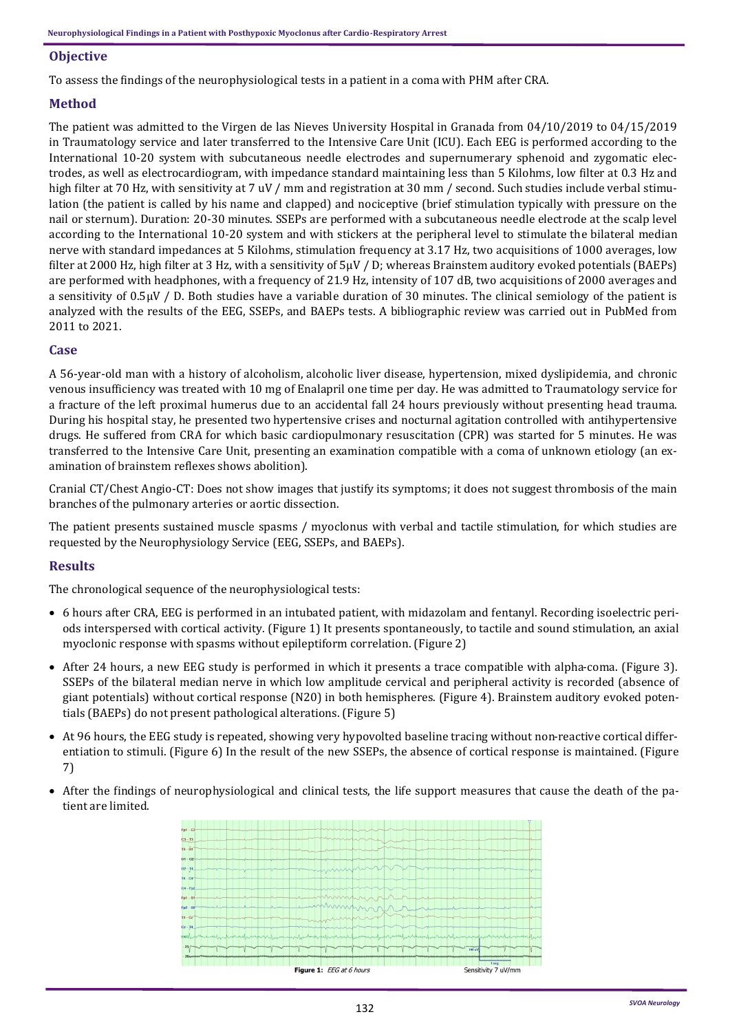## Objective

To assess the findings of the neurophysiological tests in a patient in a coma with PHM after CRA.

## Method

The patient was admitted to the Virgen de las Nieves University Hospital in Granada from 04/10/2019 to 04/15/2019 in Traumatology service and later transferred to the Intensive Care Unit (ICU). Each EEG is performed according to the International 10-20 system with subcutaneous needle electrodes and supernumerary sphenoid and zygomatic electrodes, as well as electrocardiogram, with impedance standard maintaining less than 5 Kilohms, low filter at 0.3 Hz and high filter at 70 Hz, with sensitivity at 7 uV / mm and registration at 30 mm / second. Such studies include verbal stimulation (the patient is called by his name and clapped) and nociceptive (brief stimulation typically with pressure on the nail or sternum). Duration: 20-30 minutes. SSEPs are performed with a subcutaneous needle electrode at the scalp level according to the International 10-20 system and with stickers at the peripheral level to stimulate the bilateral median nerve with standard impedances at 5 Kilohms, stimulation frequency at 3.17 Hz, two acquisitions of 1000 averages, low filter at 2000 Hz, high filter at 3 Hz, with a sensitivity of 5μV / D; whereas Brainstem auditory evoked potentials (BAEPs) are performed with headphones, with a frequency of 21.9 Hz, intensity of 107 dB, two acquisitions of 2000 averages and a sensitivity of 0.5μV / D. Both studies have a variable duration of 30 minutes. The clinical semiology of the patient is analyzed with the results of the EEG, SSEPs, and BAEPs tests. A bibliographic review was carried out in PubMed from 2011 to 2021.

## Case

A 56-year-old man with a history of alcoholism, alcoholic liver disease, hypertension, mixed dyslipidemia, and chronic venous insufficiency was treated with 10 mg of Enalapril one time per day. He was admitted to Traumatology service for a fracture of the left proximal humerus due to an accidental fall 24 hours previously without presenting head trauma. During his hospital stay, he presented two hypertensive crises and nocturnal agitation controlled with antihypertensive drugs. He suffered from CRA for which basic cardiopulmonary resuscitation (CPR) was started for 5 minutes. He was transferred to the Intensive Care Unit, presenting an examination compatible with a coma of unknown etiology (an examination of brainstem reflexes shows abolition).

Cranial CT/Chest Angio-CT: Does not show images that justify its symptoms; it does not suggest thrombosis of the main branches of the pulmonary arteries or aortic dissection.

The patient presents sustained muscle spasms / myoclonus with verbal and tactile stimulation, for which studies are requested by the Neurophysiology Service (EEG, SSEPs, and BAEPs).

## Results

The chronological sequence of the neurophysiological tests:

- 6 hours after CRA, EEG is performed in an intubated patient, with midazolam and fentanyl. Recording isoelectric periods interspersed with cortical activity. (Figure 1) It presents spontaneously, to tactile and sound stimulation, an axial myoclonic response with spasms without epileptiform correlation. (Figure 2)
- After 24 hours, a new EEG study is performed in which it presents a trace compatible with alpha-coma. (Figure 3). SSEPs of the bilateral median nerve in which low amplitude cervical and peripheral activity is recorded (absence of giant potentials) without cortical response (N20) in both hemispheres. (Figure 4). Brainstem auditory evoked potentials (BAEPs) do not present pathological alterations. (Figure 5)
- At 96 hours, the EEG study is repeated, showing very hypovolted baseline tracing without non-reactive cortical differentiation to stimuli. (Figure 6) In the result of the new SSEPs, the absence of cortical response is maintained. (Figure 7)
- After the findings of neurophysiological and clinical tests, the life support measures that cause the death of the patient are limited.

**Figure 1:** *EEG at 6 hours* Sensitivity 7 uV/mm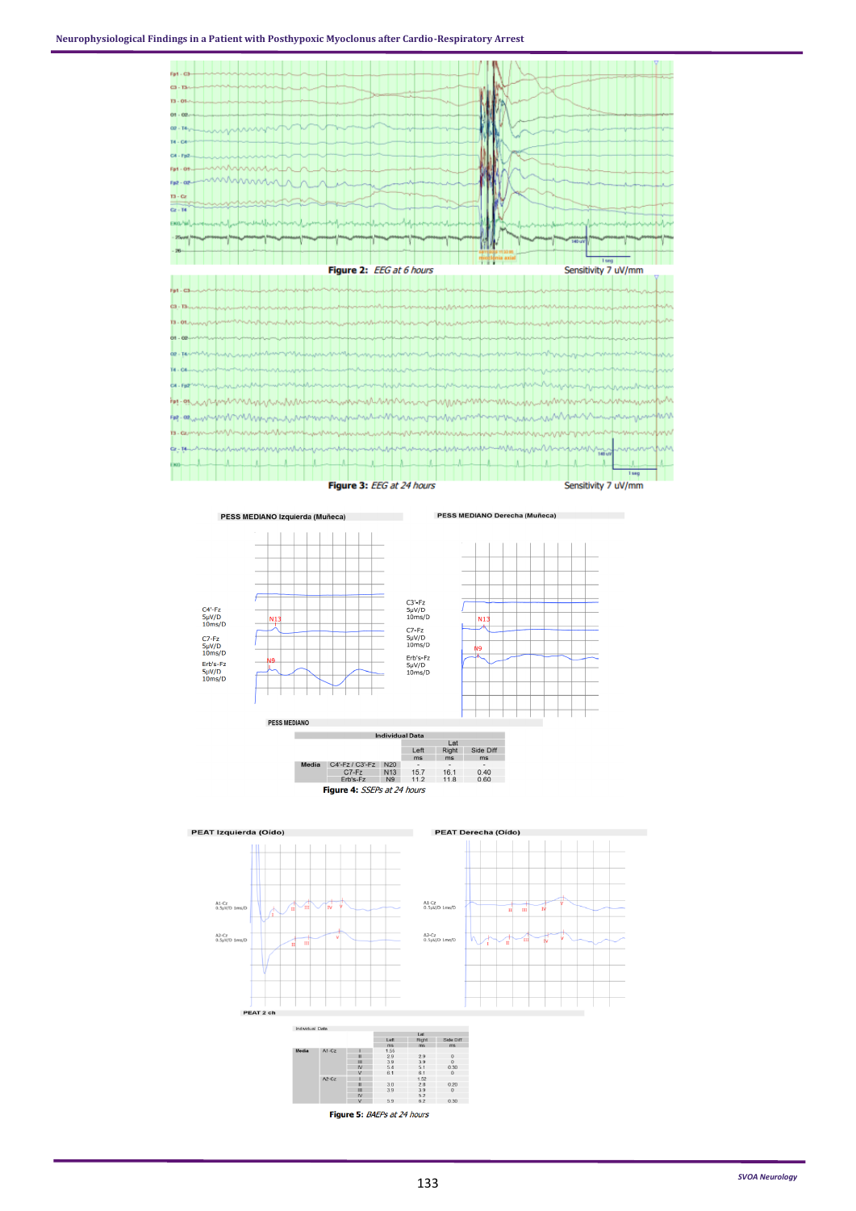**Figure 2:** *EEG at 6 hours* Sensitivity 7 uV/mm

**Figure 3:** *EEG at 24 hours* Sensitivity 7 uV/mm

PESS MEDIANO Izquierda (Muñeca)

PESS MEDIANO Derecha (Muñeca)

PESS MEDIANO

Individual Data

| | | | Lat | | |
|---|---|---|---|---|---|
| | | | Left | Right | Side Diff |
| | | | ms | ms | ms |
| Media | C4'-Fz / C3'-Fz | N20 | - | - | - |
| | C7-Fz | N13 | 15.7 | 16.1 | 0.40 |
| | Erb's-Fz | N9 | 11.2 | 11.8 | 0.60 |

**Figure 4:** *SSEPs at 24 hours*

PEAT Izquierda (Oído)

PEAT Derecha (Oído)

PEAT 2 ch

Individual Data

| | | | Lat | | |
|---|---|---|---|---|---|
| | | | Left | Right | Side Diff |
| | | | ms | ms | ms |
| Media | A1-Cz | I | 1.55 | | |
| | | II | 2.9 | 2.9 | 0 |
| | | III | 3.9 | 3.9 | 0 |
| | | IV | 5.4 | 5.1 | 0.30 |
| | | V | 6.1 | 6.1 | 0 |
| | A2-Cz | I | | 1.52 | |
| | | II | 3.0 | 2.8 | 0.20 |
| | | III | 3.9 | 3.9 | 0 |
| | | IV | | 5.2 | |
| | | V | 5.9 | 6.2 | 0.30 |

**Figure 5:** *BAEPs at 24 hours*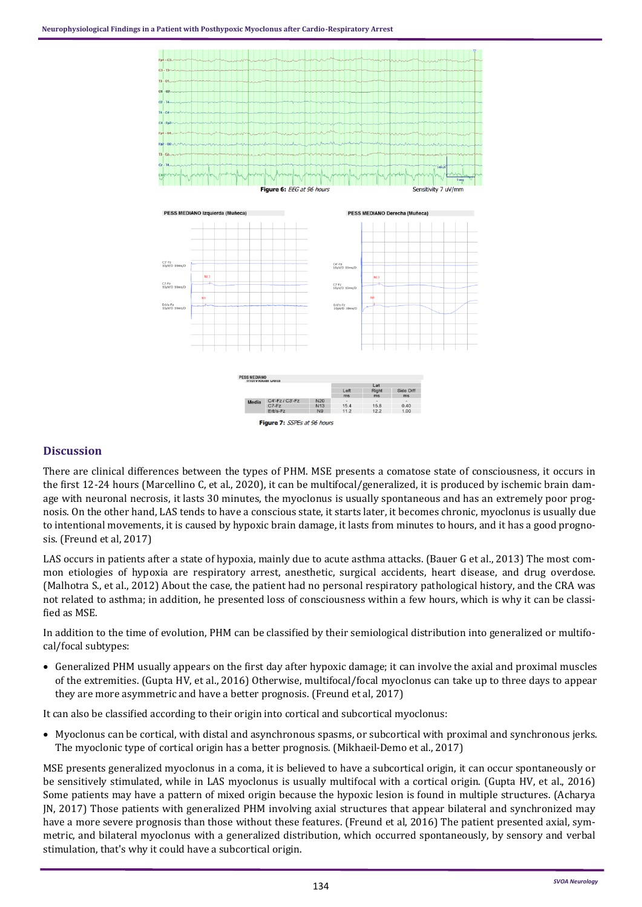Figure 6: *EEG at 96 hours*

Sensitivity 7 uV/mm

PESS MEDIANO Izquierda (Muñeca)

PESS MEDIANO Derecha (Muñeca)

PESS MEDIANO
Individual Data

| | | | Lat | | |
|---|---|---|---|---|---|
| | | | Left<br>ms | Right<br>ms | Side Diff<br>ms |
| Media | C4'-Fz / C3'-Fz | N20 | - | - | - |
| | C7-Fz | N13 | 15.4 | 15.8 | 0.40 |
| | Erb's-Fz | N9 | 11.2 | 12.2 | 1.00 |

Figure 7: *SSPEs at 96 hours*

## Discussion

There are clinical differences between the types of PHM. MSE presents a comatose state of consciousness, it occurs in the first 12-24 hours (Marcellino C, et al., 2020), it can be multifocal/generalized, it is produced by ischemic brain damage with neuronal necrosis, it lasts 30 minutes, the myoclonus is usually spontaneous and has an extremely poor prognosis. On the other hand, LAS tends to have a conscious state, it starts later, it becomes chronic, myoclonus is usually due to intentional movements, it is caused by hypoxic brain damage, it lasts from minutes to hours, and it has a good prognosis. (Freund et al, 2017)

LAS occurs in patients after a state of hypoxia, mainly due to acute asthma attacks. (Bauer G et al., 2013) The most common etiologies of hypoxia are respiratory arrest, anesthetic, surgical accidents, heart disease, and drug overdose. (Malhotra S., et al., 2012) About the case, the patient had no personal respiratory pathological history, and the CRA was not related to asthma; in addition, he presented loss of consciousness within a few hours, which is why it can be classified as MSE.

In addition to the time of evolution, PHM can be classified by their semiological distribution into generalized or multifocal/focal subtypes:

- Generalized PHM usually appears on the first day after hypoxic damage; it can involve the axial and proximal muscles of the extremities. (Gupta HV, et al., 2016) Otherwise, multifocal/focal myoclonus can take up to three days to appear they are more asymmetric and have a better prognosis. (Freund et al, 2017)

It can also be classified according to their origin into cortical and subcortical myoclonus:

- Myoclonus can be cortical, with distal and asynchronous spasms, or subcortical with proximal and synchronous jerks. The myoclonic type of cortical origin has a better prognosis. (Mikhaeil-Demo et al., 2017)

MSE presents generalized myoclonus in a coma, it is believed to have a subcortical origin, it can occur spontaneously or be sensitively stimulated, while in LAS myoclonus is usually multifocal with a cortical origin. (Gupta HV, et al., 2016) Some patients may have a pattern of mixed origin because the hypoxic lesion is found in multiple structures. (Acharya JN, 2017) Those patients with generalized PHM involving axial structures that appear bilateral and synchronized may have a more severe prognosis than those without these features. (Freund et al, 2016) The patient presented axial, symmetric, and bilateral myoclonus with a generalized distribution, which occurred spontaneously, by sensory and verbal stimulation, that's why it could have a subcortical origin.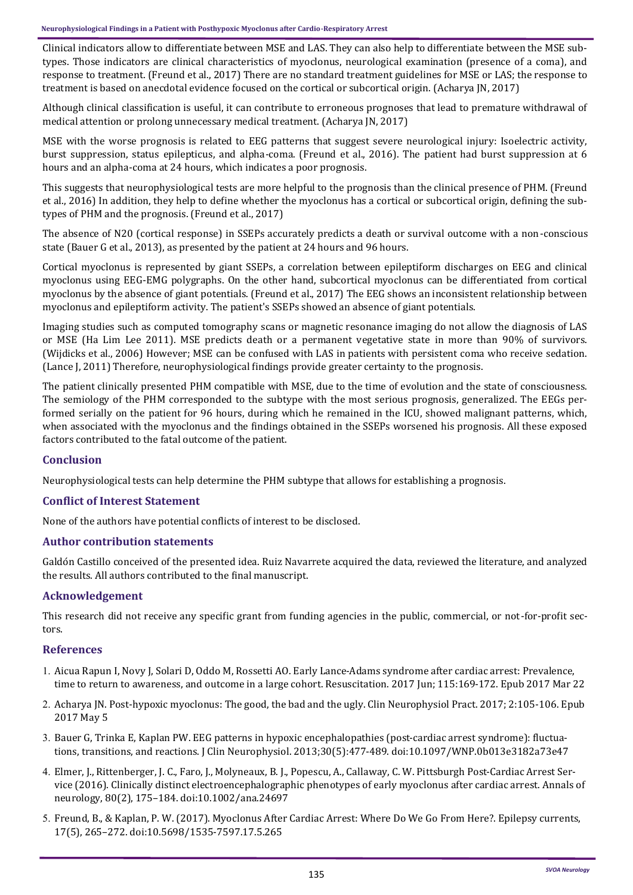Clinical indicators allow to differentiate between MSE and LAS. They can also help to differentiate between the MSE subtypes. Those indicators are clinical characteristics of myoclonus, neurological examination (presence of a coma), and response to treatment. (Freund et al., 2017) There are no standard treatment guidelines for MSE or LAS; the response to treatment is based on anecdotal evidence focused on the cortical or subcortical origin. (Acharya JN, 2017)

Although clinical classification is useful, it can contribute to erroneous prognoses that lead to premature withdrawal of medical attention or prolong unnecessary medical treatment. (Acharya JN, 2017)

MSE with the worse prognosis is related to EEG patterns that suggest severe neurological injury: Isoelectric activity, burst suppression, status epilepticus, and alpha-coma. (Freund et al., 2016). The patient had burst suppression at 6 hours and an alpha-coma at 24 hours, which indicates a poor prognosis.

This suggests that neurophysiological tests are more helpful to the prognosis than the clinical presence of PHM. (Freund et al., 2016) In addition, they help to define whether the myoclonus has a cortical or subcortical origin, defining the subtypes of PHM and the prognosis. (Freund et al., 2017)

The absence of N20 (cortical response) in SSEPs accurately predicts a death or survival outcome with a non-conscious state (Bauer G et al., 2013), as presented by the patient at 24 hours and 96 hours.

Cortical myoclonus is represented by giant SSEPs, a correlation between epileptiform discharges on EEG and clinical myoclonus using EEG-EMG polygraphs. On the other hand, subcortical myoclonus can be differentiated from cortical myoclonus by the absence of giant potentials. (Freund et al., 2017) The EEG shows an inconsistent relationship between myoclonus and epileptiform activity. The patient's SSEPs showed an absence of giant potentials.

Imaging studies such as computed tomography scans or magnetic resonance imaging do not allow the diagnosis of LAS or MSE (Ha Lim Lee 2011). MSE predicts death or a permanent vegetative state in more than 90% of survivors. (Wijdicks et al., 2006) However; MSE can be confused with LAS in patients with persistent coma who receive sedation. (Lance J, 2011) Therefore, neurophysiological findings provide greater certainty to the prognosis.

The patient clinically presented PHM compatible with MSE, due to the time of evolution and the state of consciousness. The semiology of the PHM corresponded to the subtype with the most serious prognosis, generalized. The EEGs performed serially on the patient for 96 hours, during which he remained in the ICU, showed malignant patterns, which, when associated with the myoclonus and the findings obtained in the SSEPs worsened his prognosis. All these exposed factors contributed to the fatal outcome of the patient.

## Conclusion

Neurophysiological tests can help determine the PHM subtype that allows for establishing a prognosis.

## Conflict of Interest Statement

None of the authors have potential conflicts of interest to be disclosed.

## Author contribution statements

Galdón Castillo conceived of the presented idea. Ruiz Navarrete acquired the data, reviewed the literature, and analyzed the results. All authors contributed to the final manuscript.

## Acknowledgement

This research did not receive any specific grant from funding agencies in the public, commercial, or not-for-profit sectors.

## References

1. Aicua Rapun I, Novy J, Solari D, Oddo M, Rossetti AO. Early Lance-Adams syndrome after cardiac arrest: Prevalence, time to return to awareness, and outcome in a large cohort. Resuscitation. 2017 Jun; 115:169-172. Epub 2017 Mar 22
2. Acharya JN. Post-hypoxic myoclonus: The good, the bad and the ugly. Clin Neurophysiol Pract. 2017; 2:105-106. Epub 2017 May 5
3. Bauer G, Trinka E, Kaplan PW. EEG patterns in hypoxic encephalopathies (post-cardiac arrest syndrome): fluctuations, transitions, and reactions. J Clin Neurophysiol. 2013;30(5):477-489. doi:10.1097/WNP.0b013e3182a73e47
4. Elmer, J., Rittenberger, J. C., Faro, J., Molyneaux, B. J., Popescu, A., Callaway, C. W. Pittsburgh Post-Cardiac Arrest Service (2016). Clinically distinct electroencephalographic phenotypes of early myoclonus after cardiac arrest. Annals of neurology, 80(2), 175–184. doi:10.1002/ana.24697
5. Freund, B., & Kaplan, P. W. (2017). Myoclonus After Cardiac Arrest: Where Do We Go From Here?. Epilepsy currents, 17(5), 265–272. doi:10.5698/1535-7597.17.5.265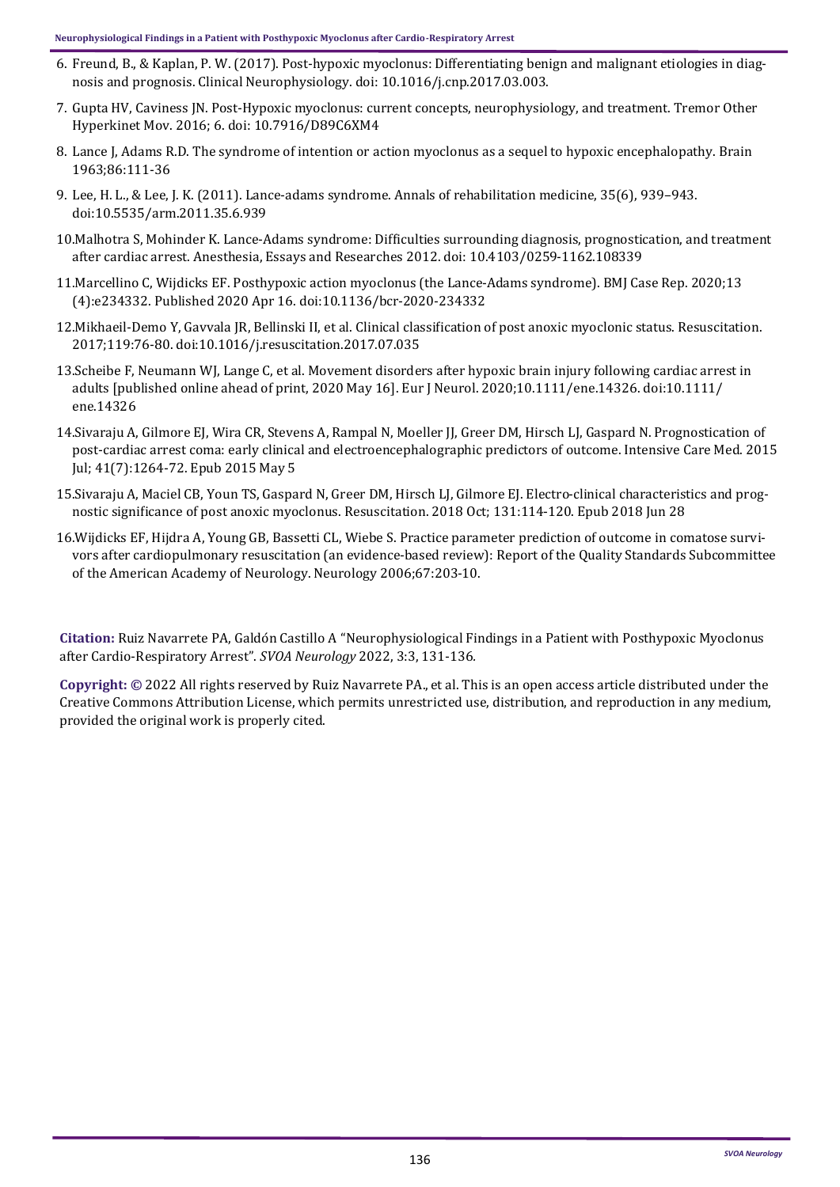6. Freund, B., & Kaplan, P. W. (2017). Post-hypoxic myoclonus: Differentiating benign and malignant etiologies in diagnosis and prognosis. Clinical Neurophysiology. doi: 10.1016/j.cnp.2017.03.003.
7. Gupta HV, Caviness JN. Post-Hypoxic myoclonus: current concepts, neurophysiology, and treatment. Tremor Other Hyperkinet Mov. 2016; 6. doi: 10.7916/D89C6XM4
8. Lance J, Adams R.D. The syndrome of intention or action myoclonus as a sequel to hypoxic encephalopathy. Brain 1963;86:111-36
9. Lee, H. L., & Lee, J. K. (2011). Lance-adams syndrome. Annals of rehabilitation medicine, 35(6), 939–943. doi:10.5535/arm.2011.35.6.939
10. Malhotra S, Mohinder K. Lance-Adams syndrome: Difficulties surrounding diagnosis, prognostication, and treatment after cardiac arrest. Anesthesia, Essays and Researches 2012. doi: 10.4103/0259-1162.108339
11. Marcellino C, Wijdicks EF. Posthypoxic action myoclonus (the Lance-Adams syndrome). BMJ Case Rep. 2020;13 (4):e234332. Published 2020 Apr 16. doi:10.1136/bcr-2020-234332
12. Mikhaeil-Demo Y, Gavvala JR, Bellinski II, et al. Clinical classification of post anoxic myoclonic status. Resuscitation. 2017;119:76-80. doi:10.1016/j.resuscitation.2017.07.035
13. Scheibe F, Neumann WJ, Lange C, et al. Movement disorders after hypoxic brain injury following cardiac arrest in adults [published online ahead of print, 2020 May 16]. Eur J Neurol. 2020;10.1111/ene.14326. doi:10.1111/ene.14326
14. Sivaraju A, Gilmore EJ, Wira CR, Stevens A, Rampal N, Moeller JJ, Greer DM, Hirsch LJ, Gaspard N. Prognostication of post-cardiac arrest coma: early clinical and electroencephalographic predictors of outcome. Intensive Care Med. 2015 Jul; 41(7):1264-72. Epub 2015 May 5
15. Sivaraju A, Maciel CB, Youn TS, Gaspard N, Greer DM, Hirsch LJ, Gilmore EJ. Electro-clinical characteristics and prognostic significance of post anoxic myoclonus. Resuscitation. 2018 Oct; 131:114-120. Epub 2018 Jun 28
16. Wijdicks EF, Hijdra A, Young GB, Bassetti CL, Wiebe S. Practice parameter prediction of outcome in comatose survivors after cardiopulmonary resuscitation (an evidence-based review): Report of the Quality Standards Subcommittee of the American Academy of Neurology. Neurology 2006;67:203-10.

**Citation:** Ruiz Navarrete PA, Galdón Castillo A "Neurophysiological Findings in a Patient with Posthypoxic Myoclonus after Cardio-Respiratory Arrest". *SVOA Neurology* 2022, 3:3, 131-136.

**Copyright:** © 2022 All rights reserved by Ruiz Navarrete PA., et al. This is an open access article distributed under the Creative Commons Attribution License, which permits unrestricted use, distribution, and reproduction in any medium, provided the original work is properly cited.